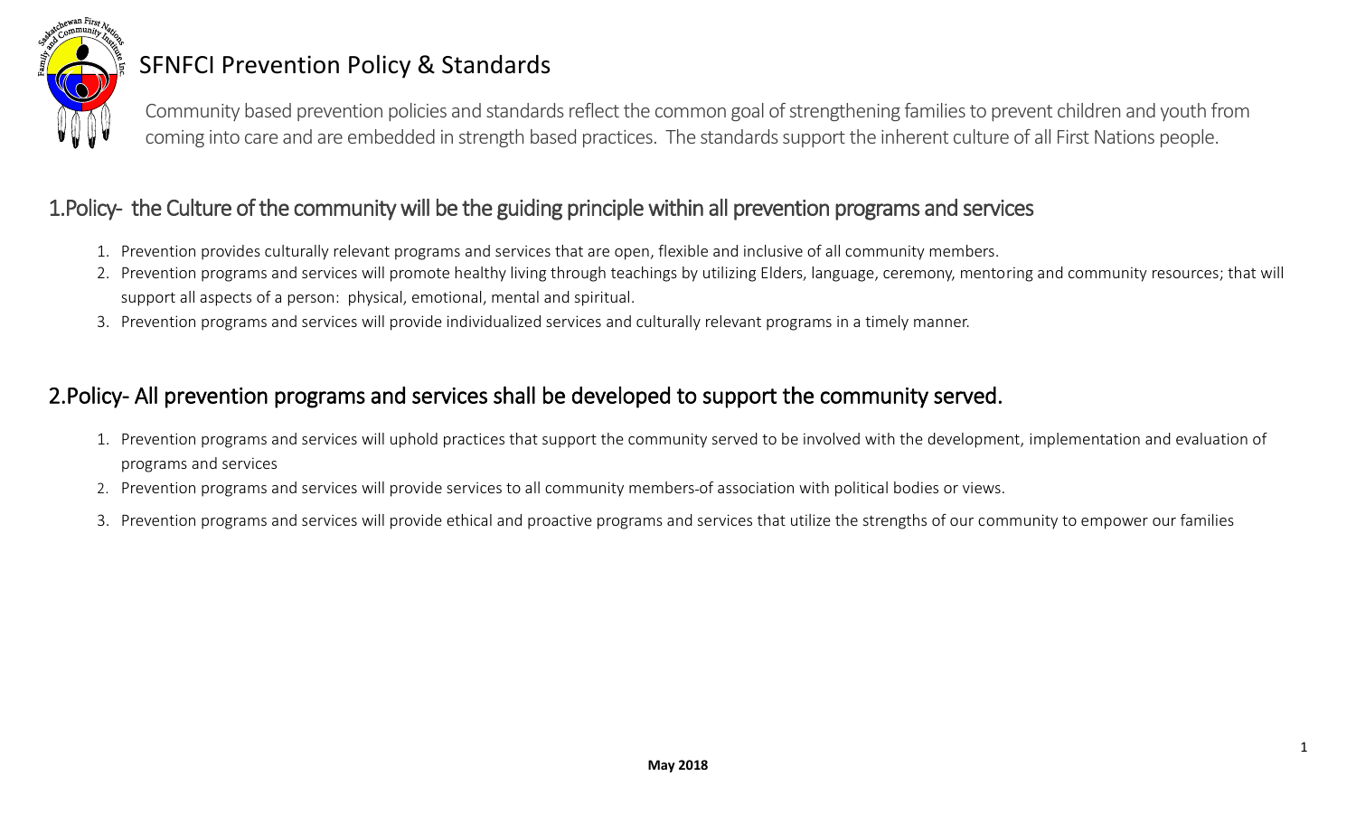# SFNFCI Prevention Policy & Standards

Community based prevention policies and standards reflect the common goal of strengthening families to prevent children and youth from coming into care and are embedded in strength based practices. The standards support the inherent culture of all First Nations people.

## 1.Policy- the Culture of the community will be the guiding principle within all prevention programs and services

1. Prevention provides culturally relevant programs and services that are open, flexible and inclusive of all community members.
2. Prevention programs and services will promote healthy living through teachings by utilizing Elders, language, ceremony, mentoring and community resources; that will support all aspects of a person: physical, emotional, mental and spiritual.
3. Prevention programs and services will provide individualized services and culturally relevant programs in a timely manner.

## 2.Policy- All prevention programs and services shall be developed to support the community served.

1. Prevention programs and services will uphold practices that support the community served to be involved with the development, implementation and evaluation of programs and services
2. Prevention programs and services will provide services to all community members-of association with political bodies or views.
3. Prevention programs and services will provide ethical and proactive programs and services that utilize the strengths of our community to empower our families

**May 2018**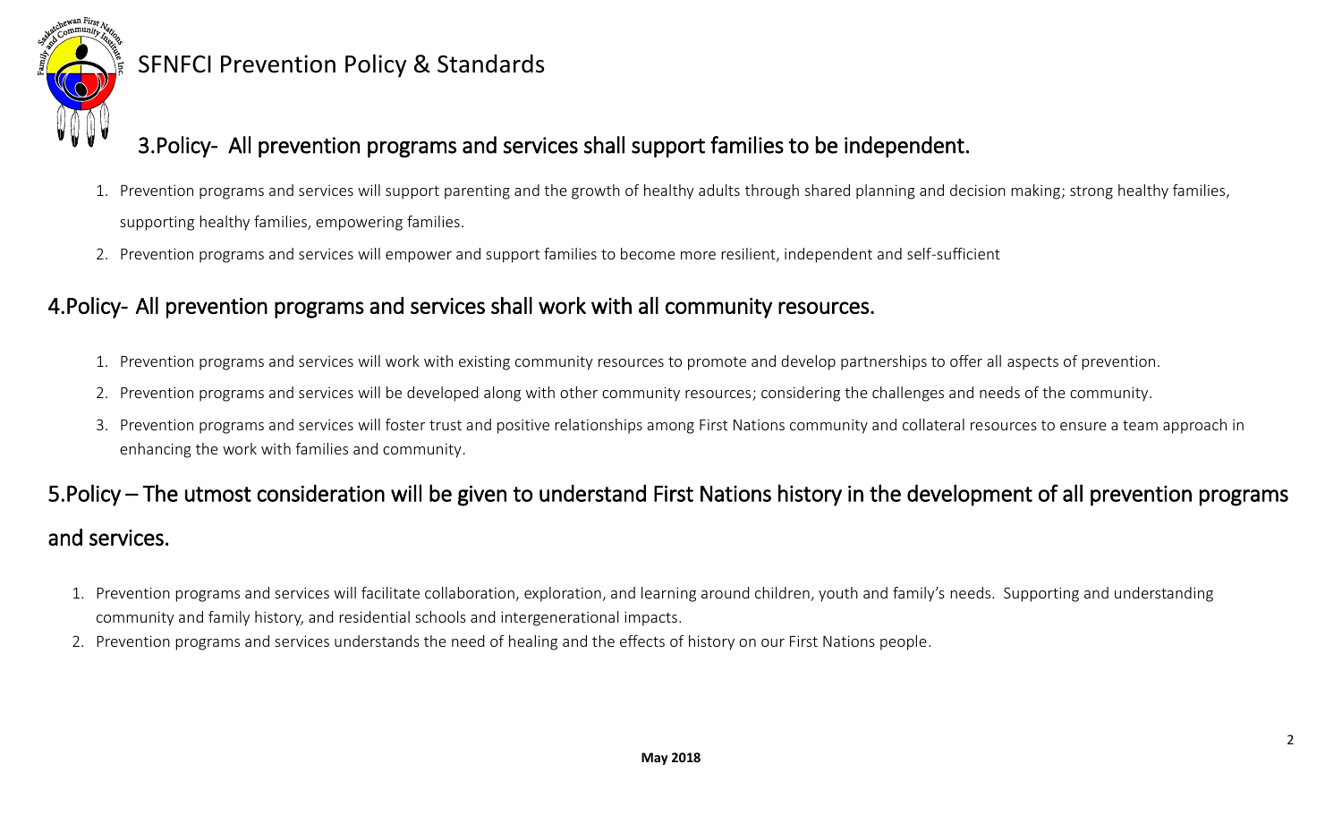## 3.Policy- All prevention programs and services shall support families to be independent.

1. Prevention programs and services will support parenting and the growth of healthy adults through shared planning and decision making; strong healthy families, supporting healthy families, empowering families.
2. Prevention programs and services will empower and support families to become more resilient, independent and self-sufficient

## 4.Policy- All prevention programs and services shall work with all community resources.

1. Prevention programs and services will work with existing community resources to promote and develop partnerships to offer all aspects of prevention.
2. Prevention programs and services will be developed along with other community resources; considering the challenges and needs of the community.
3. Prevention programs and services will foster trust and positive relationships among First Nations community and collateral resources to ensure a team approach in enhancing the work with families and community.

## 5.Policy – The utmost consideration will be given to understand First Nations history in the development of all prevention programs and services.

1. Prevention programs and services will facilitate collaboration, exploration, and learning around children, youth and family's needs. Supporting and understanding community and family history, and residential schools and intergenerational impacts.
2. Prevention programs and services understands the need of healing and the effects of history on our First Nations people.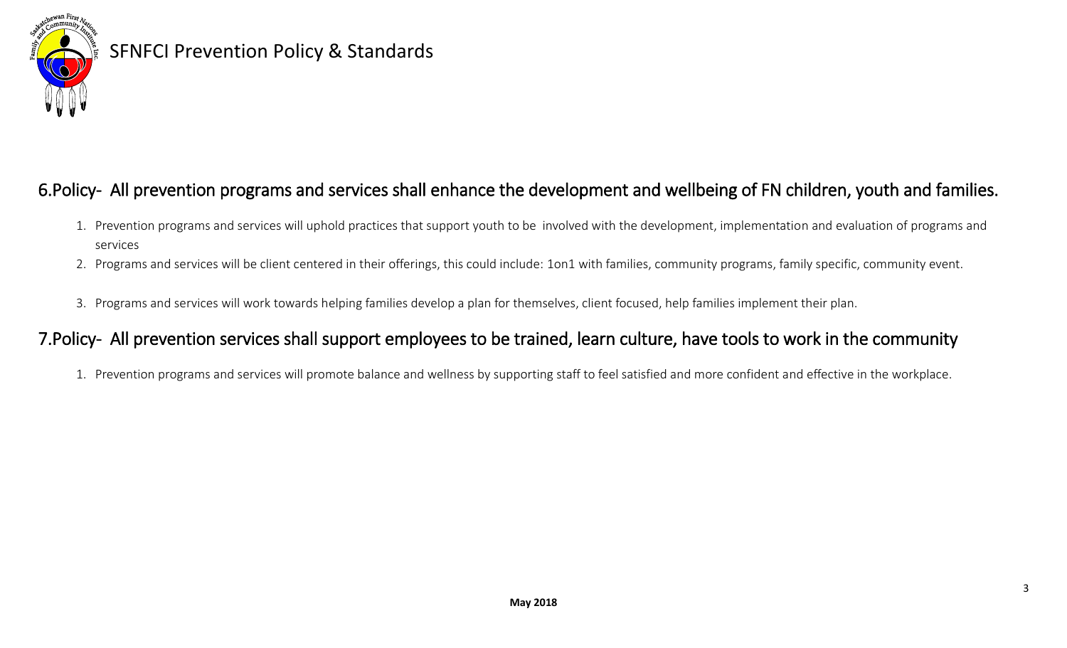## 6.Policy- All prevention programs and services shall enhance the development and wellbeing of FN children, youth and families.

1. Prevention programs and services will uphold practices that support youth to be involved with the development, implementation and evaluation of programs and services
2. Programs and services will be client centered in their offerings, this could include: 1on1 with families, community programs, family specific, community event.
3. Programs and services will work towards helping families develop a plan for themselves, client focused, help families implement their plan.

## 7.Policy- All prevention services shall support employees to be trained, learn culture, have tools to work in the community

1. Prevention programs and services will promote balance and wellness by supporting staff to feel satisfied and more confident and effective in the workplace.